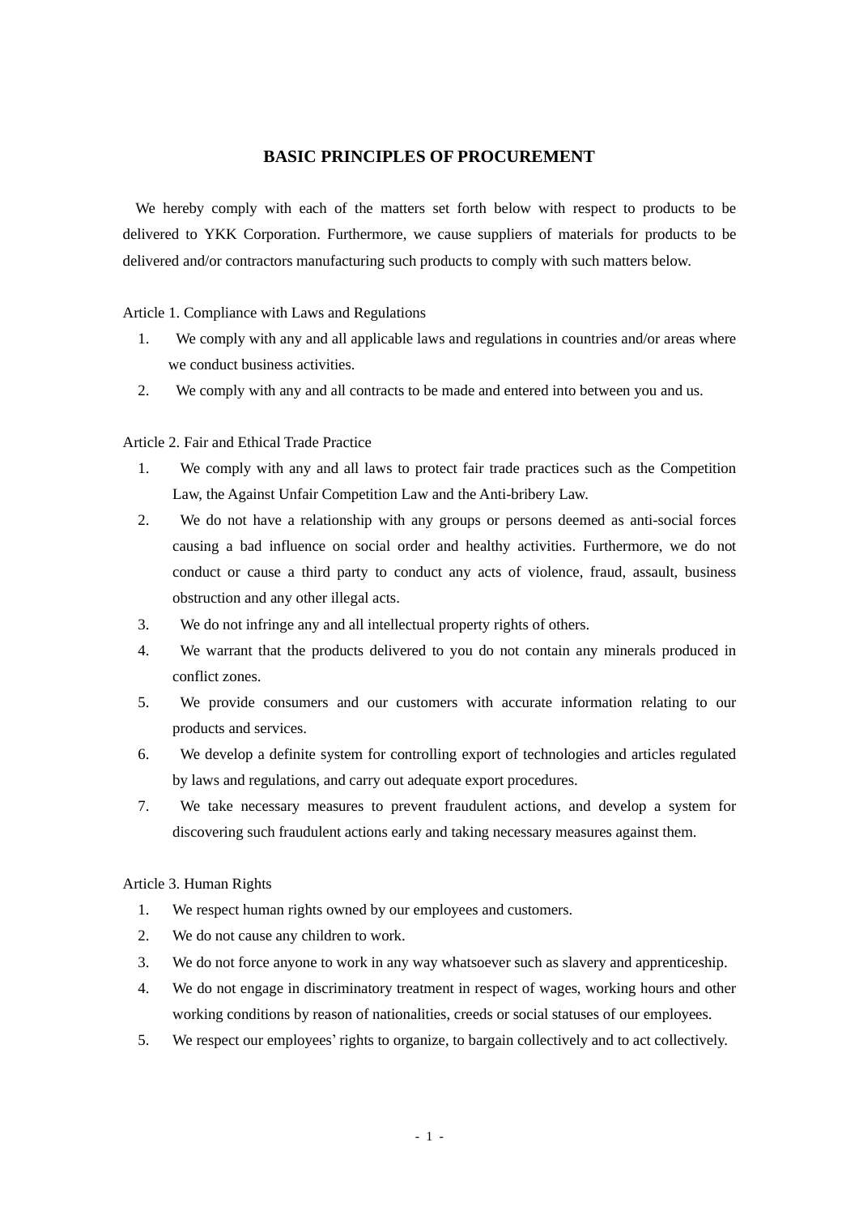# BASIC PRINCIPLES OF PROCUREMENT

We hereby comply with each of the matters set forth below with respect to products to be delivered to YKK Corporation. Furthermore, we cause suppliers of materials for products to be delivered and/or contractors manufacturing such products to comply with such matters below.

Article 1. Compliance with Laws and Regulations

1. We comply with any and all applicable laws and regulations in countries and/or areas where we conduct business activities.
2. We comply with any and all contracts to be made and entered into between you and us.

Article 2. Fair and Ethical Trade Practice

1. We comply with any and all laws to protect fair trade practices such as the Competition Law, the Against Unfair Competition Law and the Anti-bribery Law.
2. We do not have a relationship with any groups or persons deemed as anti-social forces causing a bad influence on social order and healthy activities. Furthermore, we do not conduct or cause a third party to conduct any acts of violence, fraud, assault, business obstruction and any other illegal acts.
3. We do not infringe any and all intellectual property rights of others.
4. We warrant that the products delivered to you do not contain any minerals produced in conflict zones.
5. We provide consumers and our customers with accurate information relating to our products and services.
6. We develop a definite system for controlling export of technologies and articles regulated by laws and regulations, and carry out adequate export procedures.
7. We take necessary measures to prevent fraudulent actions, and develop a system for discovering such fraudulent actions early and taking necessary measures against them.

Article 3. Human Rights

1. We respect human rights owned by our employees and customers.
2. We do not cause any children to work.
3. We do not force anyone to work in any way whatsoever such as slavery and apprenticeship.
4. We do not engage in discriminatory treatment in respect of wages, working hours and other working conditions by reason of nationalities, creeds or social statuses of our employees.
5. We respect our employees' rights to organize, to bargain collectively and to act collectively.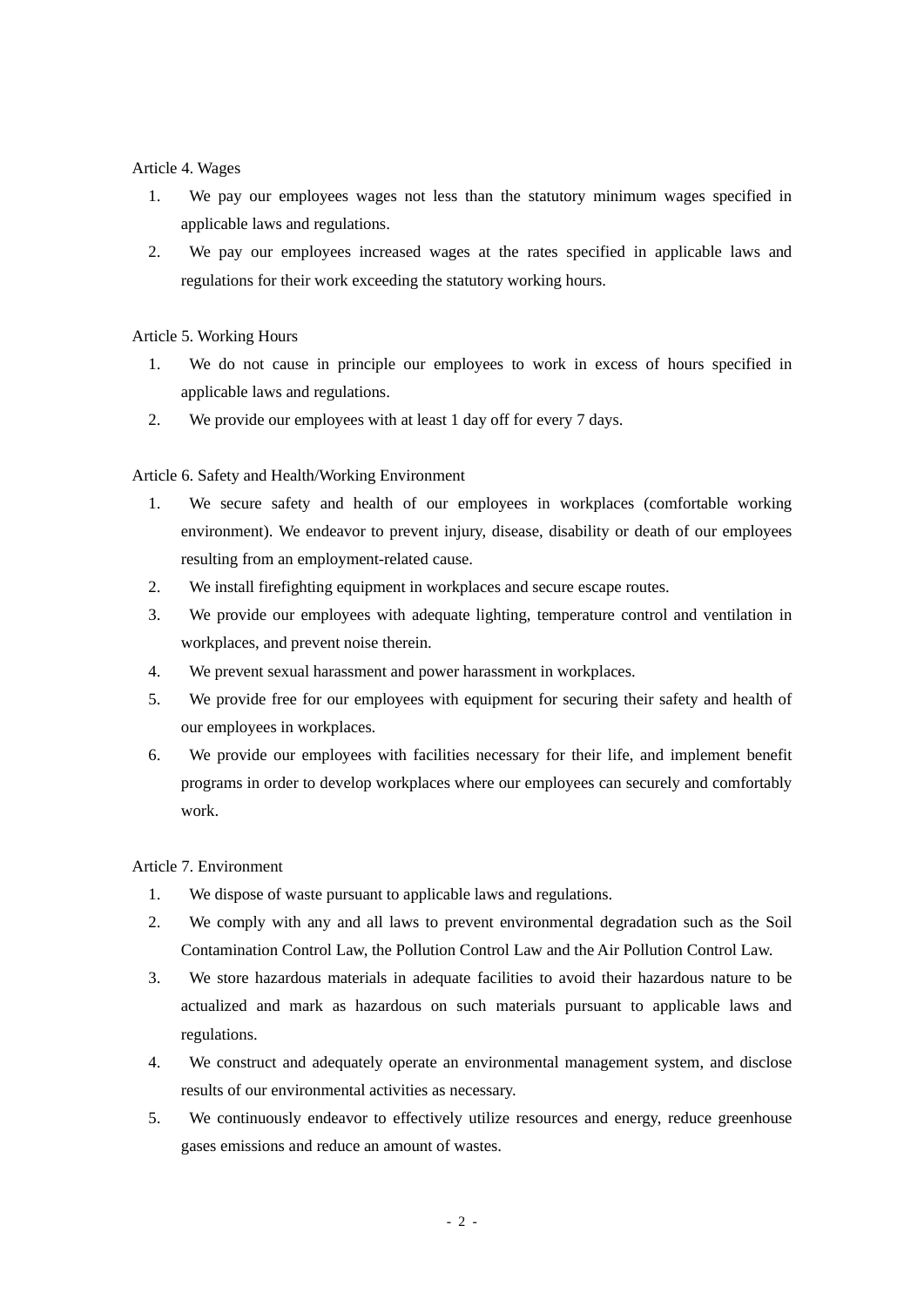Article 4. Wages

1. We pay our employees wages not less than the statutory minimum wages specified in applicable laws and regulations.
2. We pay our employees increased wages at the rates specified in applicable laws and regulations for their work exceeding the statutory working hours.

Article 5. Working Hours

1. We do not cause in principle our employees to work in excess of hours specified in applicable laws and regulations.
2. We provide our employees with at least 1 day off for every 7 days.

Article 6. Safety and Health/Working Environment

1. We secure safety and health of our employees in workplaces (comfortable working environment). We endeavor to prevent injury, disease, disability or death of our employees resulting from an employment-related cause.
2. We install firefighting equipment in workplaces and secure escape routes.
3. We provide our employees with adequate lighting, temperature control and ventilation in workplaces, and prevent noise therein.
4. We prevent sexual harassment and power harassment in workplaces.
5. We provide free for our employees with equipment for securing their safety and health of our employees in workplaces.
6. We provide our employees with facilities necessary for their life, and implement benefit programs in order to develop workplaces where our employees can securely and comfortably work.

Article 7. Environment

1. We dispose of waste pursuant to applicable laws and regulations.
2. We comply with any and all laws to prevent environmental degradation such as the Soil Contamination Control Law, the Pollution Control Law and the Air Pollution Control Law.
3. We store hazardous materials in adequate facilities to avoid their hazardous nature to be actualized and mark as hazardous on such materials pursuant to applicable laws and regulations.
4. We construct and adequately operate an environmental management system, and disclose results of our environmental activities as necessary.
5. We continuously endeavor to effectively utilize resources and energy, reduce greenhouse gases emissions and reduce an amount of wastes.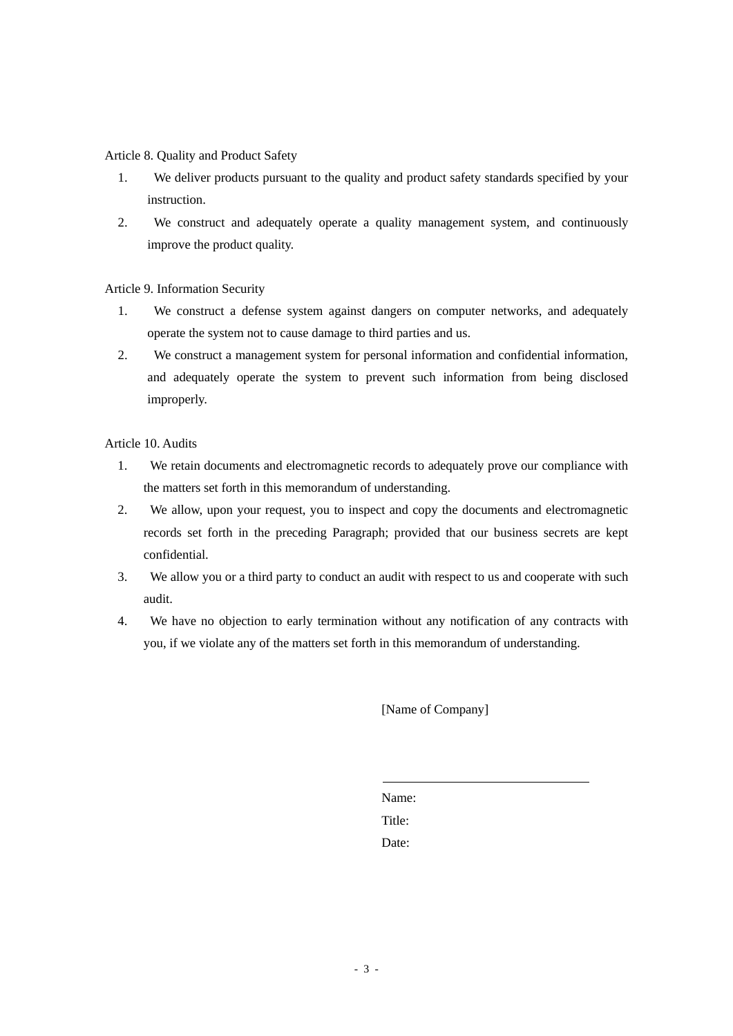Article 8. Quality and Product Safety

1. We deliver products pursuant to the quality and product safety standards specified by your instruction.
2. We construct and adequately operate a quality management system, and continuously improve the product quality.

Article 9. Information Security

1. We construct a defense system against dangers on computer networks, and adequately operate the system not to cause damage to third parties and us.
2. We construct a management system for personal information and confidential information, and adequately operate the system to prevent such information from being disclosed improperly.

Article 10. Audits

1. We retain documents and electromagnetic records to adequately prove our compliance with the matters set forth in this memorandum of understanding.
2. We allow, upon your request, you to inspect and copy the documents and electromagnetic records set forth in the preceding Paragraph; provided that our business secrets are kept confidential.
3. We allow you or a third party to conduct an audit with respect to us and cooperate with such audit.
4. We have no objection to early termination without any notification of any contracts with you, if we violate any of the matters set forth in this memorandum of understanding.

[Name of Company]

\_\_\_\_\_\_\_\_\_\_\_\_\_\_\_\_\_\_\_\_\_\_\_\_\_\_\_\_\_\_

Name:

Title:

Date: